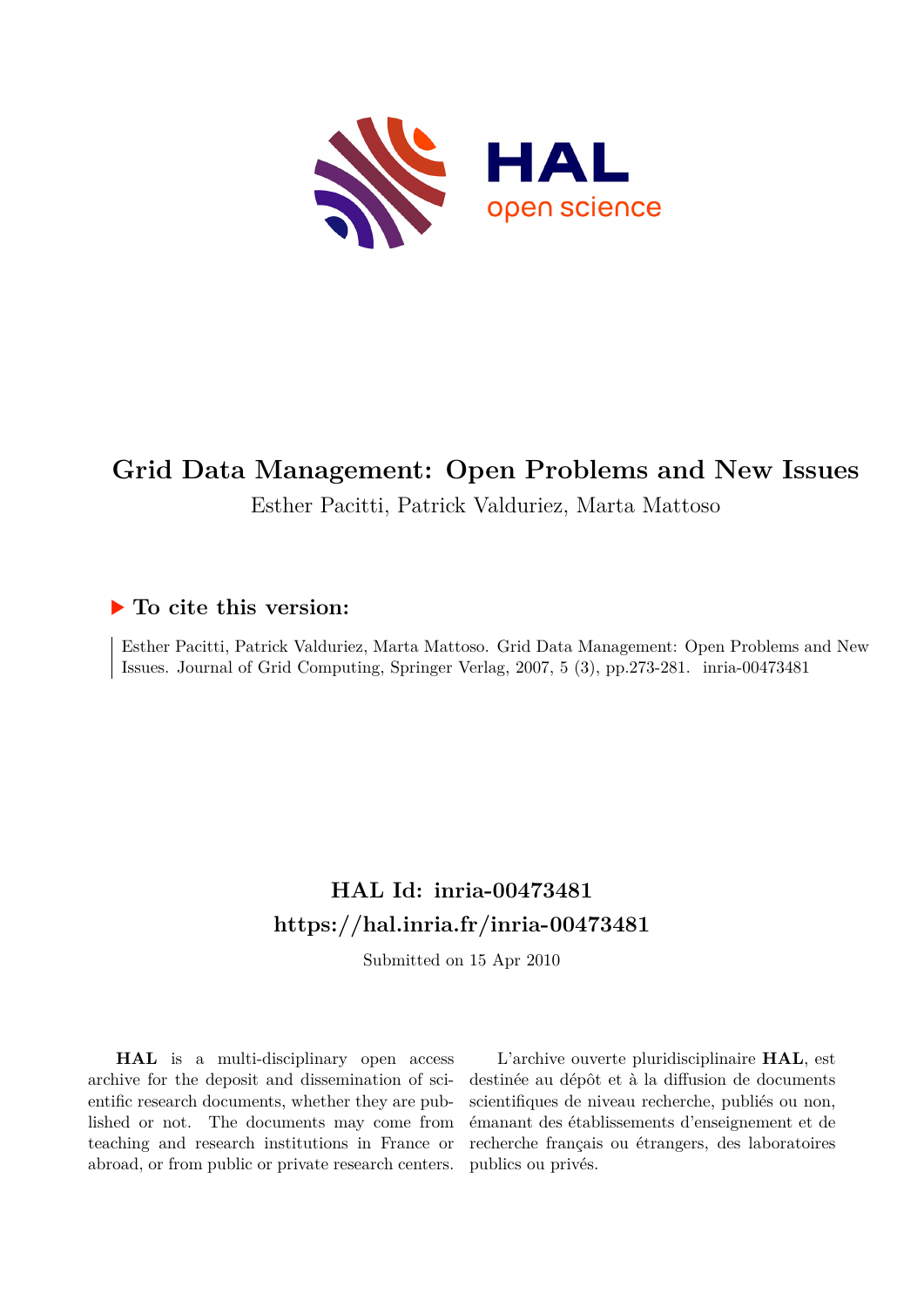# Grid Data Management: Open Problems and New Issues

Esther Pacitti, Patrick Valduriez, Marta Mattoso

## To cite this version:

Esther Pacitti, Patrick Valduriez, Marta Mattoso. Grid Data Management: Open Problems and New Issues. Journal of Grid Computing, Springer Verlag, 2007, 5 (3), pp.273-281. inria-00473481

## HAL Id: inria-00473481

## https://hal.inria.fr/inria-00473481

Submitted on 15 Apr 2010

**HAL** is a multi-disciplinary open access archive for the deposit and dissemination of scientific research documents, whether they are published or not. The documents may come from teaching and research institutions in France or abroad, or from public or private research centers.

L'archive ouverte pluridisciplinaire **HAL**, est destinée au dépôt et à la diffusion de documents scientifiques de niveau recherche, publiés ou non, émanant des établissements d'enseignement et de recherche français ou étrangers, des laboratoires publics ou privés.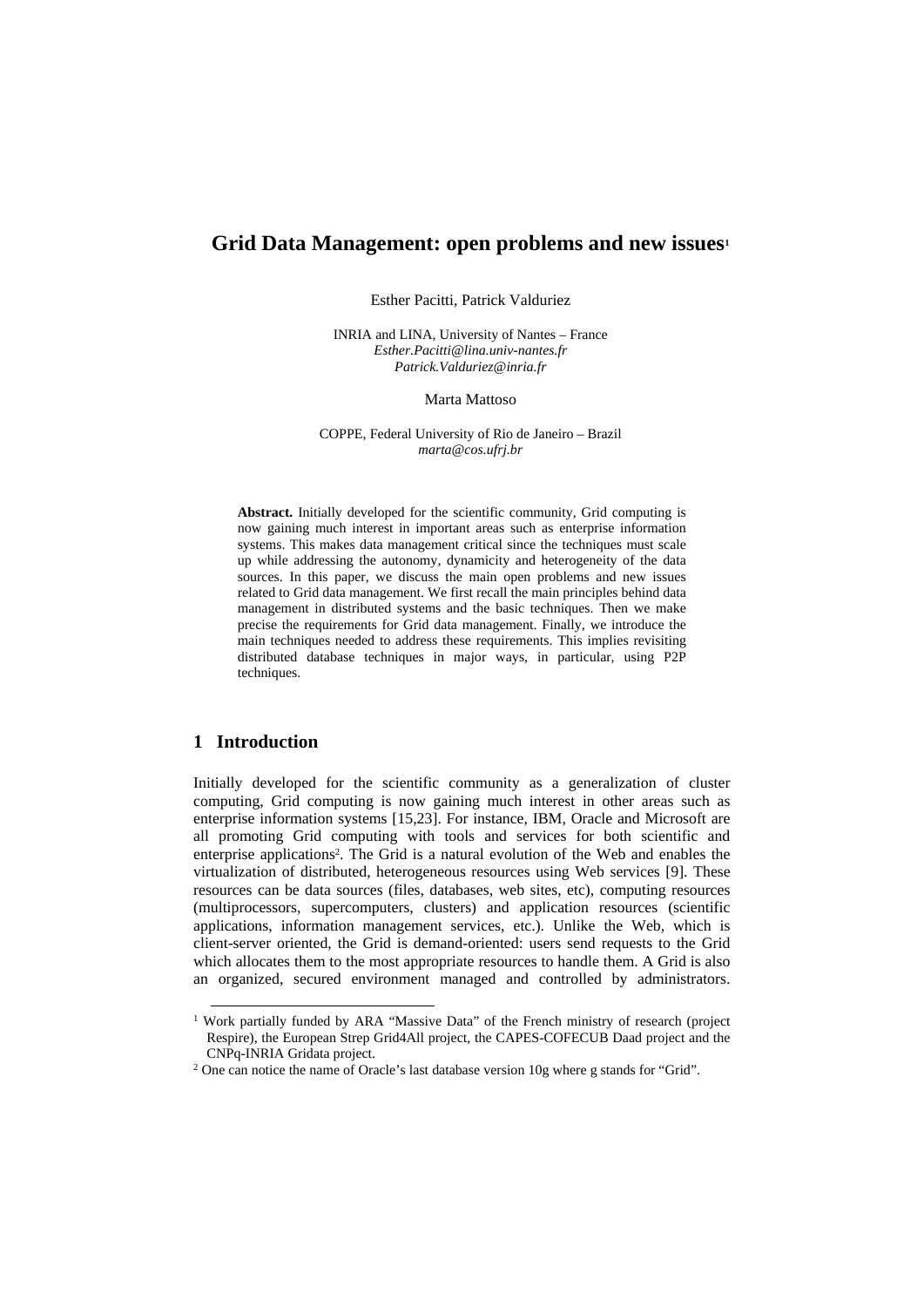# Grid Data Management: open problems and new issues[1]

Esther Pacitti, Patrick Valduriez

INRIA and LINA, University of Nantes – France  
*Esther.Pacitti@lina.univ-nantes.fr*  
*Patrick.Valduriez@inria.fr*

Marta Mattoso

COPPE, Federal University of Rio de Janeiro – Brazil  
*marta@cos.ufrj.br*

**Abstract.** Initially developed for the scientific community, Grid computing is now gaining much interest in important areas such as enterprise information systems. This makes data management critical since the techniques must scale up while addressing the autonomy, dynamicity and heterogeneity of the data sources. In this paper, we discuss the main open problems and new issues related to Grid data management. We first recall the main principles behind data management in distributed systems and the basic techniques. Then we make precise the requirements for Grid data management. Finally, we introduce the main techniques needed to address these requirements. This implies revisiting distributed database techniques in major ways, in particular, using P2P techniques.

## 1 Introduction

Initially developed for the scientific community as a generalization of cluster computing, Grid computing is now gaining much interest in other areas such as enterprise information systems [15,23]. For instance, IBM, Oracle and Microsoft are all promoting Grid computing with tools and services for both scientific and enterprise applications[2]. The Grid is a natural evolution of the Web and enables the virtualization of distributed, heterogeneous resources using Web services [9]. These resources can be data sources (files, databases, web sites, etc), computing resources (multiprocessors, supercomputers, clusters) and application resources (scientific applications, information management services, etc.). Unlike the Web, which is client-server oriented, the Grid is demand-oriented: users send requests to the Grid which allocates them to the most appropriate resources to handle them. A Grid is also an organized, secured environment managed and controlled by administrators.

[1] Work partially funded by ARA "Massive Data" of the French ministry of research (project Respire), the European Strep Grid4All project, the CAPES-COFECUB Daad project and the CNPq-INRIA Gridata project.

[2] One can notice the name of Oracle's last database version 10g where g stands for "Grid".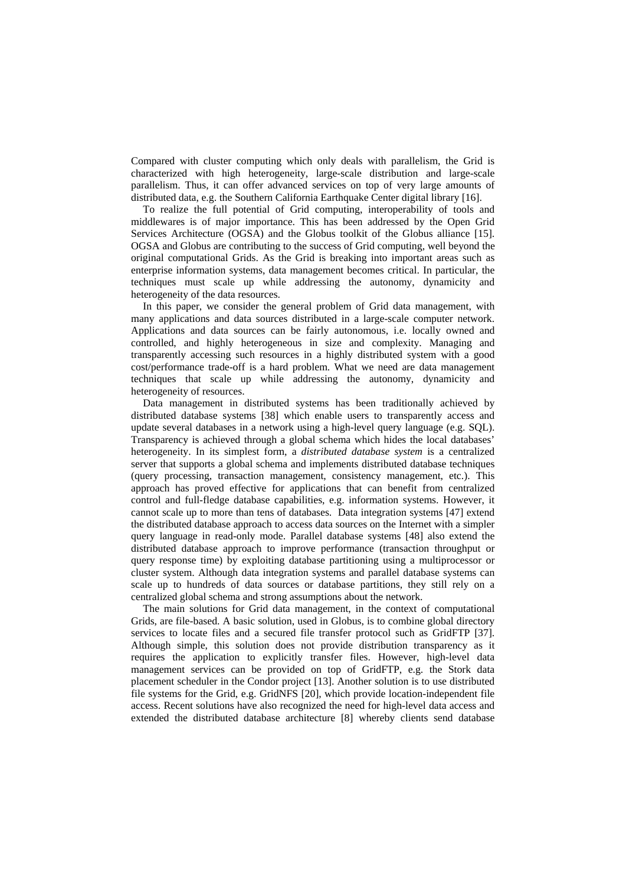Compared with cluster computing which only deals with parallelism, the Grid is characterized with high heterogeneity, large-scale distribution and large-scale parallelism. Thus, it can offer advanced services on top of very large amounts of distributed data, e.g. the Southern California Earthquake Center digital library [16].

To realize the full potential of Grid computing, interoperability of tools and middlewares is of major importance. This has been addressed by the Open Grid Services Architecture (OGSA) and the Globus toolkit of the Globus alliance [15]. OGSA and Globus are contributing to the success of Grid computing, well beyond the original computational Grids. As the Grid is breaking into important areas such as enterprise information systems, data management becomes critical. In particular, the techniques must scale up while addressing the autonomy, dynamicity and heterogeneity of the data resources.

In this paper, we consider the general problem of Grid data management, with many applications and data sources distributed in a large-scale computer network. Applications and data sources can be fairly autonomous, i.e. locally owned and controlled, and highly heterogeneous in size and complexity. Managing and transparently accessing such resources in a highly distributed system with a good cost/performance trade-off is a hard problem. What we need are data management techniques that scale up while addressing the autonomy, dynamicity and heterogeneity of resources.

Data management in distributed systems has been traditionally achieved by distributed database systems [38] which enable users to transparently access and update several databases in a network using a high-level query language (e.g. SQL). Transparency is achieved through a global schema which hides the local databases' heterogeneity. In its simplest form, a *distributed database system* is a centralized server that supports a global schema and implements distributed database techniques (query processing, transaction management, consistency management, etc.). This approach has proved effective for applications that can benefit from centralized control and full-fledge database capabilities, e.g. information systems. However, it cannot scale up to more than tens of databases. Data integration systems [47] extend the distributed database approach to access data sources on the Internet with a simpler query language in read-only mode. Parallel database systems [48] also extend the distributed database approach to improve performance (transaction throughput or query response time) by exploiting database partitioning using a multiprocessor or cluster system. Although data integration systems and parallel database systems can scale up to hundreds of data sources or database partitions, they still rely on a centralized global schema and strong assumptions about the network.

The main solutions for Grid data management, in the context of computational Grids, are file-based. A basic solution, used in Globus, is to combine global directory services to locate files and a secured file transfer protocol such as GridFTP [37]. Although simple, this solution does not provide distribution transparency as it requires the application to explicitly transfer files. However, high-level data management services can be provided on top of GridFTP, e.g. the Stork data placement scheduler in the Condor project [13]. Another solution is to use distributed file systems for the Grid, e.g. GridNFS [20], which provide location-independent file access. Recent solutions have also recognized the need for high-level data access and extended the distributed database architecture [8] whereby clients send database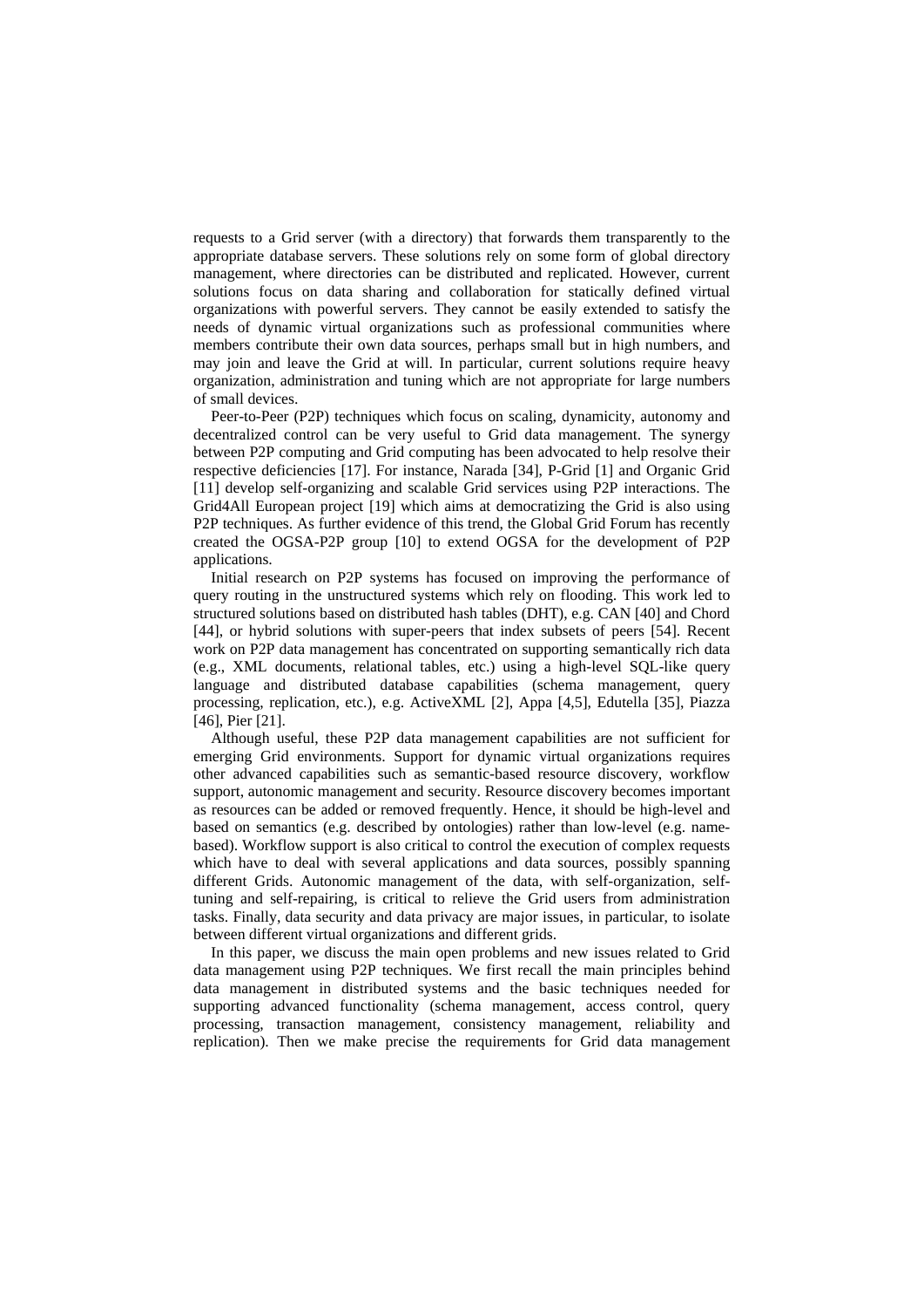requests to a Grid server (with a directory) that forwards them transparently to the appropriate database servers. These solutions rely on some form of global directory management, where directories can be distributed and replicated. However, current solutions focus on data sharing and collaboration for statically defined virtual organizations with powerful servers. They cannot be easily extended to satisfy the needs of dynamic virtual organizations such as professional communities where members contribute their own data sources, perhaps small but in high numbers, and may join and leave the Grid at will. In particular, current solutions require heavy organization, administration and tuning which are not appropriate for large numbers of small devices.

Peer-to-Peer (P2P) techniques which focus on scaling, dynamicity, autonomy and decentralized control can be very useful to Grid data management. The synergy between P2P computing and Grid computing has been advocated to help resolve their respective deficiencies [17]. For instance, Narada [34], P-Grid [1] and Organic Grid [11] develop self-organizing and scalable Grid services using P2P interactions. The Grid4All European project [19] which aims at democratizing the Grid is also using P2P techniques. As further evidence of this trend, the Global Grid Forum has recently created the OGSA-P2P group [10] to extend OGSA for the development of P2P applications.

Initial research on P2P systems has focused on improving the performance of query routing in the unstructured systems which rely on flooding. This work led to structured solutions based on distributed hash tables (DHT), e.g. CAN [40] and Chord [44], or hybrid solutions with super-peers that index subsets of peers [54]. Recent work on P2P data management has concentrated on supporting semantically rich data (e.g., XML documents, relational tables, etc.) using a high-level SQL-like query language and distributed database capabilities (schema management, query processing, replication, etc.), e.g. ActiveXML [2], Appa [4,5], Edutella [35], Piazza [46], Pier [21].

Although useful, these P2P data management capabilities are not sufficient for emerging Grid environments. Support for dynamic virtual organizations requires other advanced capabilities such as semantic-based resource discovery, workflow support, autonomic management and security. Resource discovery becomes important as resources can be added or removed frequently. Hence, it should be high-level and based on semantics (e.g. described by ontologies) rather than low-level (e.g. name-based). Workflow support is also critical to control the execution of complex requests which have to deal with several applications and data sources, possibly spanning different Grids. Autonomic management of the data, with self-organization, self-tuning and self-repairing, is critical to relieve the Grid users from administration tasks. Finally, data security and data privacy are major issues, in particular, to isolate between different virtual organizations and different grids.

In this paper, we discuss the main open problems and new issues related to Grid data management using P2P techniques. We first recall the main principles behind data management in distributed systems and the basic techniques needed for supporting advanced functionality (schema management, access control, query processing, transaction management, consistency management, reliability and replication). Then we make precise the requirements for Grid data management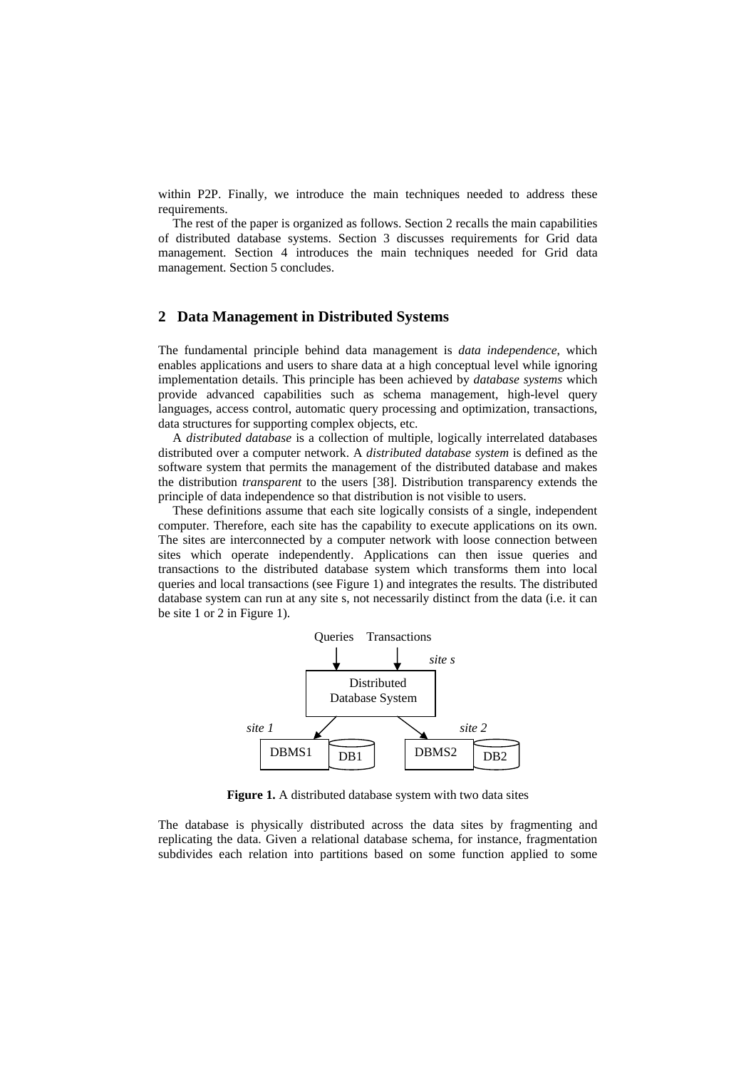within P2P. Finally, we introduce the main techniques needed to address these requirements.

The rest of the paper is organized as follows. Section 2 recalls the main capabilities of distributed database systems. Section 3 discusses requirements for Grid data management. Section 4 introduces the main techniques needed for Grid data management. Section 5 concludes.

## 2 Data Management in Distributed Systems

The fundamental principle behind data management is *data independence,* which enables applications and users to share data at a high conceptual level while ignoring implementation details. This principle has been achieved by *database systems* which provide advanced capabilities such as schema management, high-level query languages, access control, automatic query processing and optimization, transactions, data structures for supporting complex objects, etc.

A *distributed database* is a collection of multiple, logically interrelated databases distributed over a computer network. A *distributed database system* is defined as the software system that permits the management of the distributed database and makes the distribution *transparent* to the users [38]. Distribution transparency extends the principle of data independence so that distribution is not visible to users.

These definitions assume that each site logically consists of a single, independent computer. Therefore, each site has the capability to execute applications on its own. The sites are interconnected by a computer network with loose connection between sites which operate independently. Applications can then issue queries and transactions to the distributed database system which transforms them into local queries and local transactions (see Figure 1) and integrates the results. The distributed database system can run at any site s, not necessarily distinct from the data (i.e. it can be site 1 or 2 in Figure 1).

**Figure 1.** A distributed database system with two data sites

The database is physically distributed across the data sites by fragmenting and replicating the data. Given a relational database schema, for instance, fragmentation subdivides each relation into partitions based on some function applied to some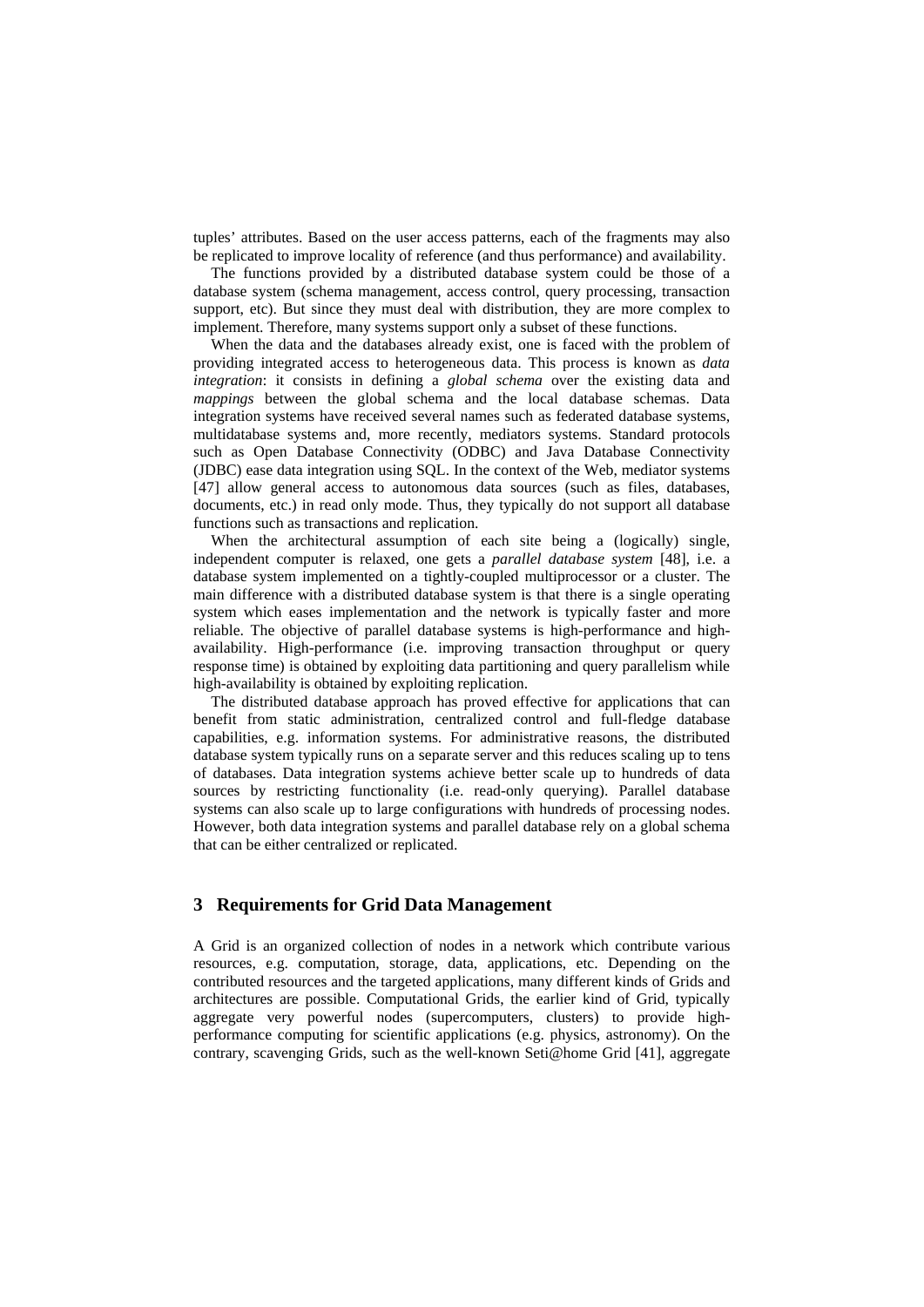tuples' attributes. Based on the user access patterns, each of the fragments may also be replicated to improve locality of reference (and thus performance) and availability.

The functions provided by a distributed database system could be those of a database system (schema management, access control, query processing, transaction support, etc). But since they must deal with distribution, they are more complex to implement. Therefore, many systems support only a subset of these functions.

When the data and the databases already exist, one is faced with the problem of providing integrated access to heterogeneous data. This process is known as *data integration*: it consists in defining a *global schema* over the existing data and *mappings* between the global schema and the local database schemas. Data integration systems have received several names such as federated database systems, multidatabase systems and, more recently, mediators systems. Standard protocols such as Open Database Connectivity (ODBC) and Java Database Connectivity (JDBC) ease data integration using SQL. In the context of the Web, mediator systems [47] allow general access to autonomous data sources (such as files, databases, documents, etc.) in read only mode. Thus, they typically do not support all database functions such as transactions and replication.

When the architectural assumption of each site being a (logically) single, independent computer is relaxed, one gets a *parallel database system* [48], i.e. a database system implemented on a tightly-coupled multiprocessor or a cluster. The main difference with a distributed database system is that there is a single operating system which eases implementation and the network is typically faster and more reliable. The objective of parallel database systems is high-performance and high-availability. High-performance (i.e. improving transaction throughput or query response time) is obtained by exploiting data partitioning and query parallelism while high-availability is obtained by exploiting replication.

The distributed database approach has proved effective for applications that can benefit from static administration, centralized control and full-fledge database capabilities, e.g. information systems. For administrative reasons, the distributed database system typically runs on a separate server and this reduces scaling up to tens of databases. Data integration systems achieve better scale up to hundreds of data sources by restricting functionality (i.e. read-only querying). Parallel database systems can also scale up to large configurations with hundreds of processing nodes. However, both data integration systems and parallel database rely on a global schema that can be either centralized or replicated.

## 3 Requirements for Grid Data Management

A Grid is an organized collection of nodes in a network which contribute various resources, e.g. computation, storage, data, applications, etc. Depending on the contributed resources and the targeted applications, many different kinds of Grids and architectures are possible. Computational Grids, the earlier kind of Grid, typically aggregate very powerful nodes (supercomputers, clusters) to provide high-performance computing for scientific applications (e.g. physics, astronomy). On the contrary, scavenging Grids, such as the well-known Seti@home Grid [41], aggregate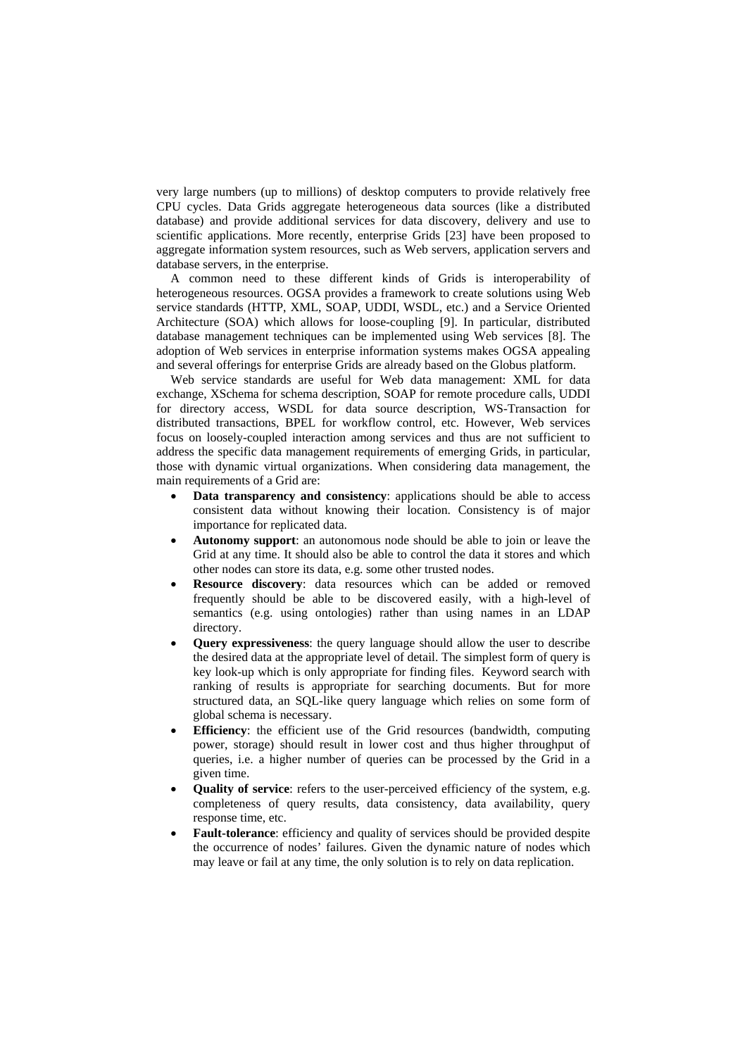very large numbers (up to millions) of desktop computers to provide relatively free CPU cycles. Data Grids aggregate heterogeneous data sources (like a distributed database) and provide additional services for data discovery, delivery and use to scientific applications. More recently, enterprise Grids [23] have been proposed to aggregate information system resources, such as Web servers, application servers and database servers, in the enterprise.

A common need to these different kinds of Grids is interoperability of heterogeneous resources. OGSA provides a framework to create solutions using Web service standards (HTTP, XML, SOAP, UDDI, WSDL, etc.) and a Service Oriented Architecture (SOA) which allows for loose-coupling [9]. In particular, distributed database management techniques can be implemented using Web services [8]. The adoption of Web services in enterprise information systems makes OGSA appealing and several offerings for enterprise Grids are already based on the Globus platform.

Web service standards are useful for Web data management: XML for data exchange, XSchema for schema description, SOAP for remote procedure calls, UDDI for directory access, WSDL for data source description, WS-Transaction for distributed transactions, BPEL for workflow control, etc. However, Web services focus on loosely-coupled interaction among services and thus are not sufficient to address the specific data management requirements of emerging Grids, in particular, those with dynamic virtual organizations. When considering data management, the main requirements of a Grid are:

- **Data transparency and consistency**: applications should be able to access consistent data without knowing their location. Consistency is of major importance for replicated data.
- **Autonomy support**: an autonomous node should be able to join or leave the Grid at any time. It should also be able to control the data it stores and which other nodes can store its data, e.g. some other trusted nodes.
- **Resource discovery**: data resources which can be added or removed frequently should be able to be discovered easily, with a high-level of semantics (e.g. using ontologies) rather than using names in an LDAP directory.
- **Query expressiveness**: the query language should allow the user to describe the desired data at the appropriate level of detail. The simplest form of query is key look-up which is only appropriate for finding files. Keyword search with ranking of results is appropriate for searching documents. But for more structured data, an SQL-like query language which relies on some form of global schema is necessary.
- **Efficiency**: the efficient use of the Grid resources (bandwidth, computing power, storage) should result in lower cost and thus higher throughput of queries, i.e. a higher number of queries can be processed by the Grid in a given time.
- **Quality of service**: refers to the user-perceived efficiency of the system, e.g. completeness of query results, data consistency, data availability, query response time, etc.
- **Fault-tolerance**: efficiency and quality of services should be provided despite the occurrence of nodes' failures. Given the dynamic nature of nodes which may leave or fail at any time, the only solution is to rely on data replication.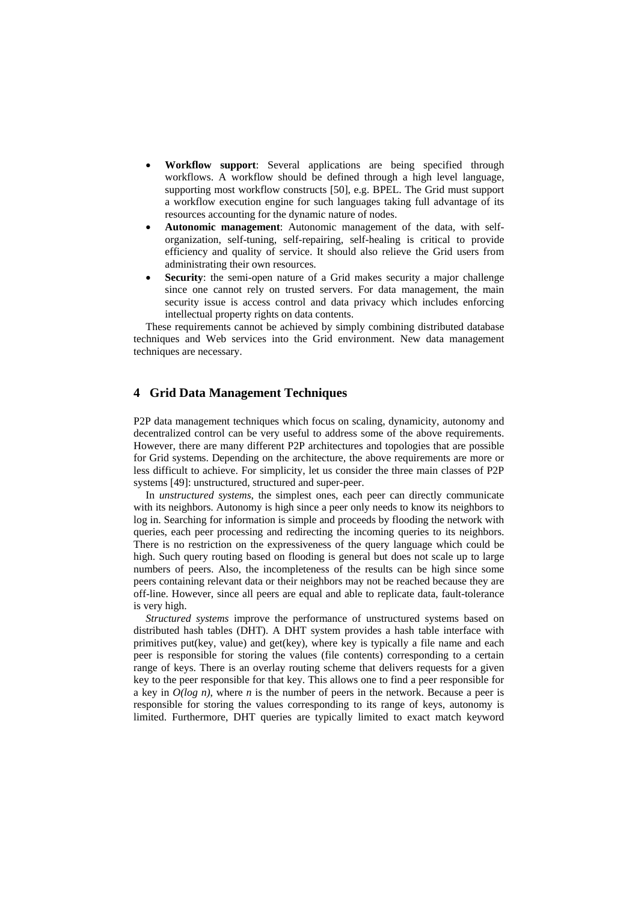- **Workflow support**: Several applications are being specified through workflows. A workflow should be defined through a high level language, supporting most workflow constructs [50], e.g. BPEL. The Grid must support a workflow execution engine for such languages taking full advantage of its resources accounting for the dynamic nature of nodes.
- **Autonomic management**: Autonomic management of the data, with self-organization, self-tuning, self-repairing, self-healing is critical to provide efficiency and quality of service. It should also relieve the Grid users from administrating their own resources.
- **Security**: the semi-open nature of a Grid makes security a major challenge since one cannot rely on trusted servers. For data management, the main security issue is access control and data privacy which includes enforcing intellectual property rights on data contents.

These requirements cannot be achieved by simply combining distributed database techniques and Web services into the Grid environment. New data management techniques are necessary.

## 4 Grid Data Management Techniques

P2P data management techniques which focus on scaling, dynamicity, autonomy and decentralized control can be very useful to address some of the above requirements. However, there are many different P2P architectures and topologies that are possible for Grid systems. Depending on the architecture, the above requirements are more or less difficult to achieve. For simplicity, let us consider the three main classes of P2P systems [49]: unstructured, structured and super-peer.

In *unstructured systems*, the simplest ones, each peer can directly communicate with its neighbors. Autonomy is high since a peer only needs to know its neighbors to log in. Searching for information is simple and proceeds by flooding the network with queries, each peer processing and redirecting the incoming queries to its neighbors. There is no restriction on the expressiveness of the query language which could be high. Such query routing based on flooding is general but does not scale up to large numbers of peers. Also, the incompleteness of the results can be high since some peers containing relevant data or their neighbors may not be reached because they are off-line. However, since all peers are equal and able to replicate data, fault-tolerance is very high.

*Structured systems* improve the performance of unstructured systems based on distributed hash tables (DHT). A DHT system provides a hash table interface with primitives put(key, value) and get(key), where key is typically a file name and each peer is responsible for storing the values (file contents) corresponding to a certain range of keys. There is an overlay routing scheme that delivers requests for a given key to the peer responsible for that key. This allows one to find a peer responsible for a key in $O(\log n)$, where $n$ is the number of peers in the network. Because a peer is responsible for storing the values corresponding to its range of keys, autonomy is limited. Furthermore, DHT queries are typically limited to exact match keyword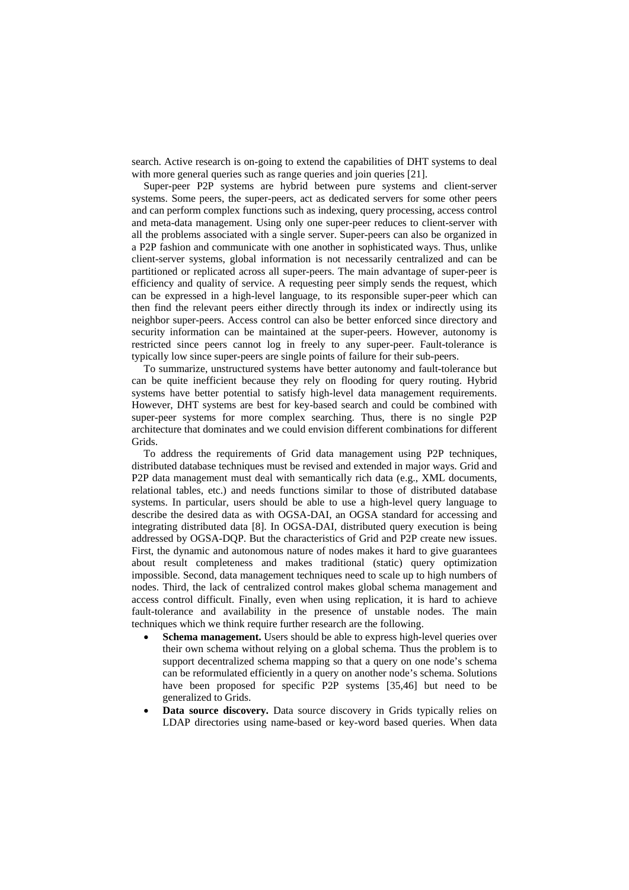search. Active research is on-going to extend the capabilities of DHT systems to deal with more general queries such as range queries and join queries [21].

Super-peer P2P systems are hybrid between pure systems and client-server systems. Some peers, the super-peers, act as dedicated servers for some other peers and can perform complex functions such as indexing, query processing, access control and meta-data management. Using only one super-peer reduces to client-server with all the problems associated with a single server. Super-peers can also be organized in a P2P fashion and communicate with one another in sophisticated ways. Thus, unlike client-server systems, global information is not necessarily centralized and can be partitioned or replicated across all super-peers. The main advantage of super-peer is efficiency and quality of service. A requesting peer simply sends the request, which can be expressed in a high-level language, to its responsible super-peer which can then find the relevant peers either directly through its index or indirectly using its neighbor super-peers. Access control can also be better enforced since directory and security information can be maintained at the super-peers. However, autonomy is restricted since peers cannot log in freely to any super-peer. Fault-tolerance is typically low since super-peers are single points of failure for their sub-peers.

To summarize, unstructured systems have better autonomy and fault-tolerance but can be quite inefficient because they rely on flooding for query routing. Hybrid systems have better potential to satisfy high-level data management requirements. However, DHT systems are best for key-based search and could be combined with super-peer systems for more complex searching. Thus, there is no single P2P architecture that dominates and we could envision different combinations for different Grids.

To address the requirements of Grid data management using P2P techniques, distributed database techniques must be revised and extended in major ways. Grid and P2P data management must deal with semantically rich data (e.g., XML documents, relational tables, etc.) and needs functions similar to those of distributed database systems. In particular, users should be able to use a high-level query language to describe the desired data as with OGSA-DAI, an OGSA standard for accessing and integrating distributed data [8]. In OGSA-DAI, distributed query execution is being addressed by OGSA-DQP. But the characteristics of Grid and P2P create new issues. First, the dynamic and autonomous nature of nodes makes it hard to give guarantees about result completeness and makes traditional (static) query optimization impossible. Second, data management techniques need to scale up to high numbers of nodes. Third, the lack of centralized control makes global schema management and access control difficult. Finally, even when using replication, it is hard to achieve fault-tolerance and availability in the presence of unstable nodes. The main techniques which we think require further research are the following.

- **Schema management.** Users should be able to express high-level queries over their own schema without relying on a global schema. Thus the problem is to support decentralized schema mapping so that a query on one node's schema can be reformulated efficiently in a query on another node's schema. Solutions have been proposed for specific P2P systems [35,46] but need to be generalized to Grids.
- **Data source discovery.** Data source discovery in Grids typically relies on LDAP directories using name-based or key-word based queries. When data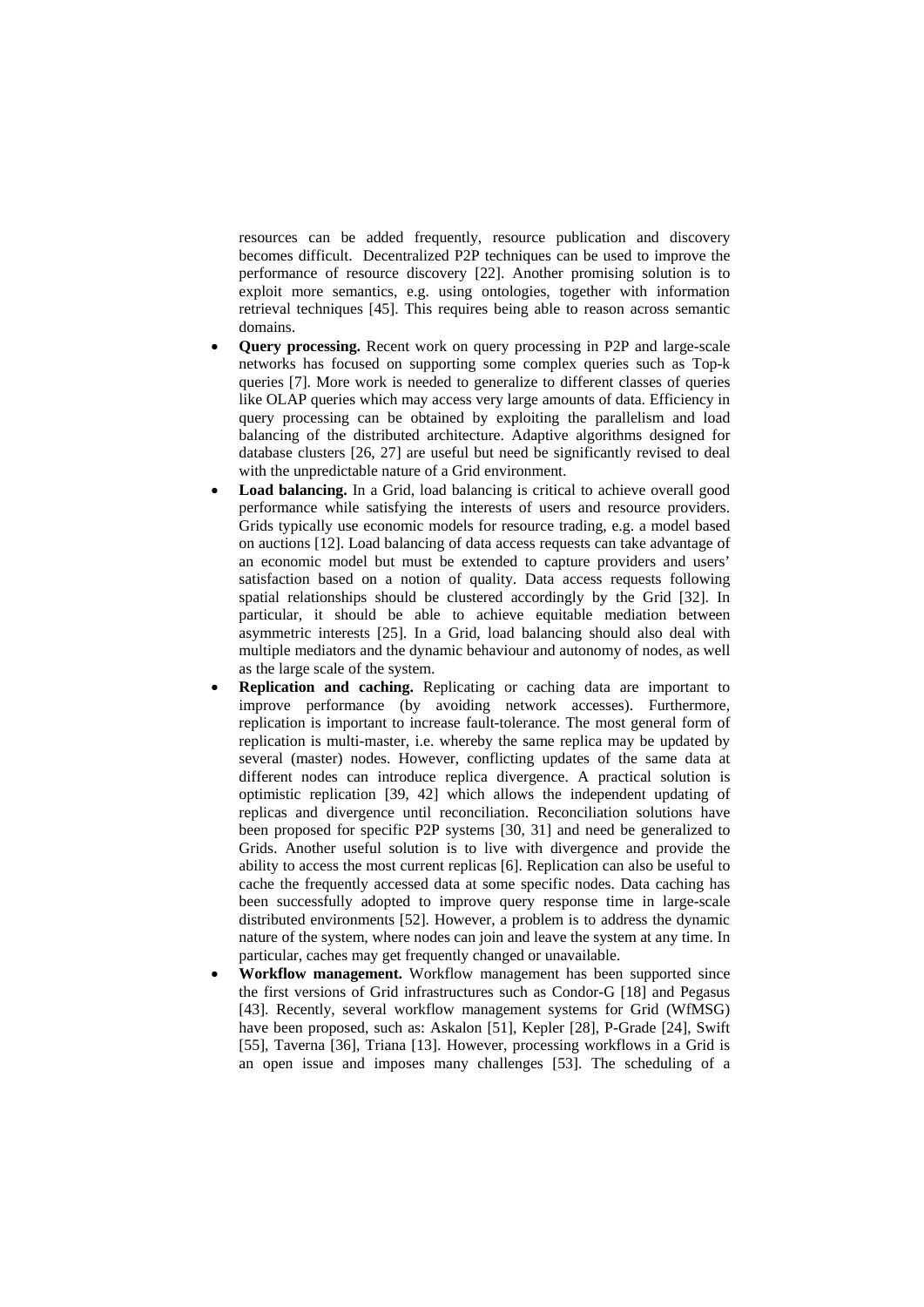resources can be added frequently, resource publication and discovery becomes difficult. Decentralized P2P techniques can be used to improve the performance of resource discovery [22]. Another promising solution is to exploit more semantics, e.g. using ontologies, together with information retrieval techniques [45]. This requires being able to reason across semantic domains.

- **Query processing.** Recent work on query processing in P2P and large-scale networks has focused on supporting some complex queries such as Top-k queries [7]. More work is needed to generalize to different classes of queries like OLAP queries which may access very large amounts of data. Efficiency in query processing can be obtained by exploiting the parallelism and load balancing of the distributed architecture. Adaptive algorithms designed for database clusters [26, 27] are useful but need be significantly revised to deal with the unpredictable nature of a Grid environment.
- **Load balancing.** In a Grid, load balancing is critical to achieve overall good performance while satisfying the interests of users and resource providers. Grids typically use economic models for resource trading, e.g. a model based on auctions [12]. Load balancing of data access requests can take advantage of an economic model but must be extended to capture providers and users' satisfaction based on a notion of quality. Data access requests following spatial relationships should be clustered accordingly by the Grid [32]. In particular, it should be able to achieve equitable mediation between asymmetric interests [25]. In a Grid, load balancing should also deal with multiple mediators and the dynamic behaviour and autonomy of nodes, as well as the large scale of the system.
- **Replication and caching.** Replicating or caching data are important to improve performance (by avoiding network accesses). Furthermore, replication is important to increase fault-tolerance. The most general form of replication is multi-master, i.e. whereby the same replica may be updated by several (master) nodes. However, conflicting updates of the same data at different nodes can introduce replica divergence. A practical solution is optimistic replication [39, 42] which allows the independent updating of replicas and divergence until reconciliation. Reconciliation solutions have been proposed for specific P2P systems [30, 31] and need be generalized to Grids. Another useful solution is to live with divergence and provide the ability to access the most current replicas [6]. Replication can also be useful to cache the frequently accessed data at some specific nodes. Data caching has been successfully adopted to improve query response time in large-scale distributed environments [52]. However, a problem is to address the dynamic nature of the system, where nodes can join and leave the system at any time. In particular, caches may get frequently changed or unavailable.
- **Workflow management.** Workflow management has been supported since the first versions of Grid infrastructures such as Condor-G [18] and Pegasus [43]. Recently, several workflow management systems for Grid (WfMSG) have been proposed, such as: Askalon [51], Kepler [28], P-Grade [24], Swift [55], Taverna [36], Triana [13]. However, processing workflows in a Grid is an open issue and imposes many challenges [53]. The scheduling of a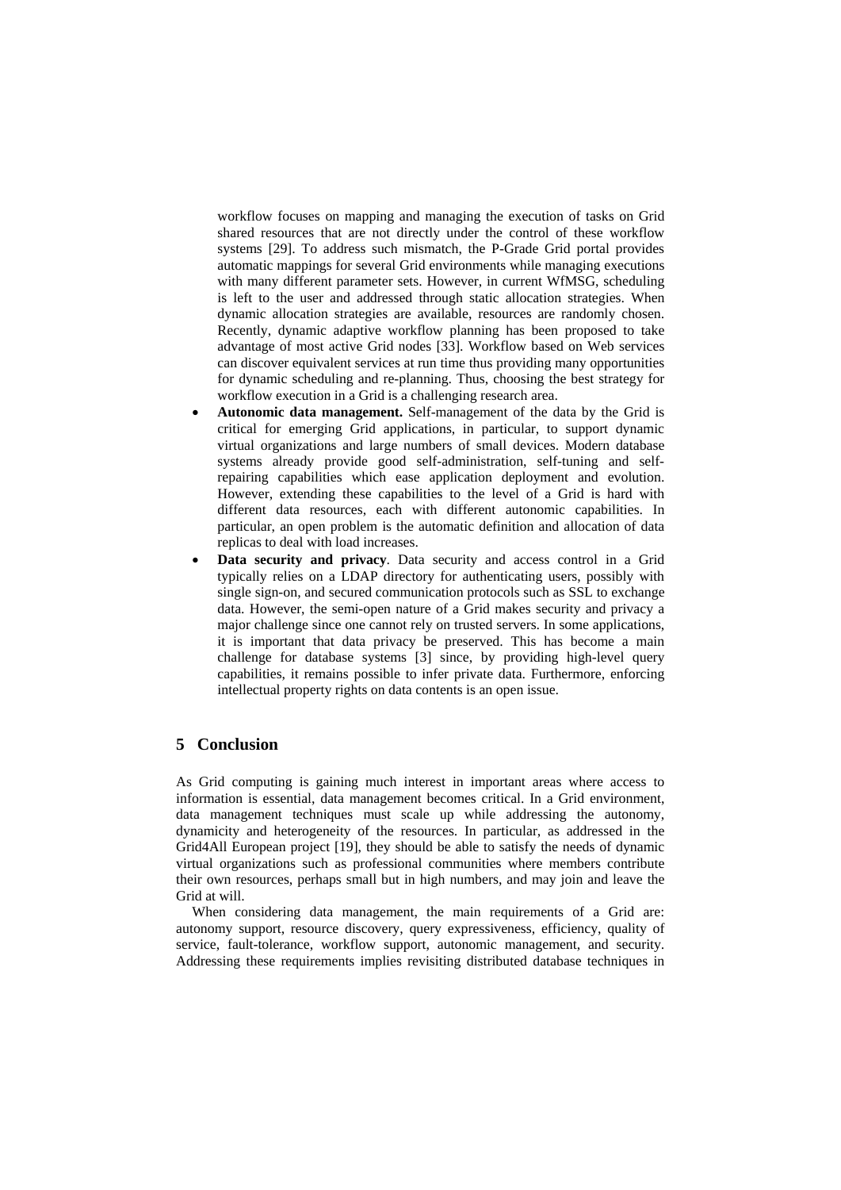workflow focuses on mapping and managing the execution of tasks on Grid shared resources that are not directly under the control of these workflow systems [29]. To address such mismatch, the P-Grade Grid portal provides automatic mappings for several Grid environments while managing executions with many different parameter sets. However, in current WfMSG, scheduling is left to the user and addressed through static allocation strategies. When dynamic allocation strategies are available, resources are randomly chosen. Recently, dynamic adaptive workflow planning has been proposed to take advantage of most active Grid nodes [33]. Workflow based on Web services can discover equivalent services at run time thus providing many opportunities for dynamic scheduling and re-planning. Thus, choosing the best strategy for workflow execution in a Grid is a challenging research area.

- **Autonomic data management.** Self-management of the data by the Grid is critical for emerging Grid applications, in particular, to support dynamic virtual organizations and large numbers of small devices. Modern database systems already provide good self-administration, self-tuning and self-repairing capabilities which ease application deployment and evolution. However, extending these capabilities to the level of a Grid is hard with different data resources, each with different autonomic capabilities. In particular, an open problem is the automatic definition and allocation of data replicas to deal with load increases.
- **Data security and privacy**. Data security and access control in a Grid typically relies on a LDAP directory for authenticating users, possibly with single sign-on, and secured communication protocols such as SSL to exchange data. However, the semi-open nature of a Grid makes security and privacy a major challenge since one cannot rely on trusted servers. In some applications, it is important that data privacy be preserved. This has become a main challenge for database systems [3] since, by providing high-level query capabilities, it remains possible to infer private data. Furthermore, enforcing intellectual property rights on data contents is an open issue.

## 5 Conclusion

As Grid computing is gaining much interest in important areas where access to information is essential, data management becomes critical. In a Grid environment, data management techniques must scale up while addressing the autonomy, dynamicity and heterogeneity of the resources. In particular, as addressed in the Grid4All European project [19], they should be able to satisfy the needs of dynamic virtual organizations such as professional communities where members contribute their own resources, perhaps small but in high numbers, and may join and leave the Grid at will.

When considering data management, the main requirements of a Grid are: autonomy support, resource discovery, query expressiveness, efficiency, quality of service, fault-tolerance, workflow support, autonomic management, and security. Addressing these requirements implies revisiting distributed database techniques in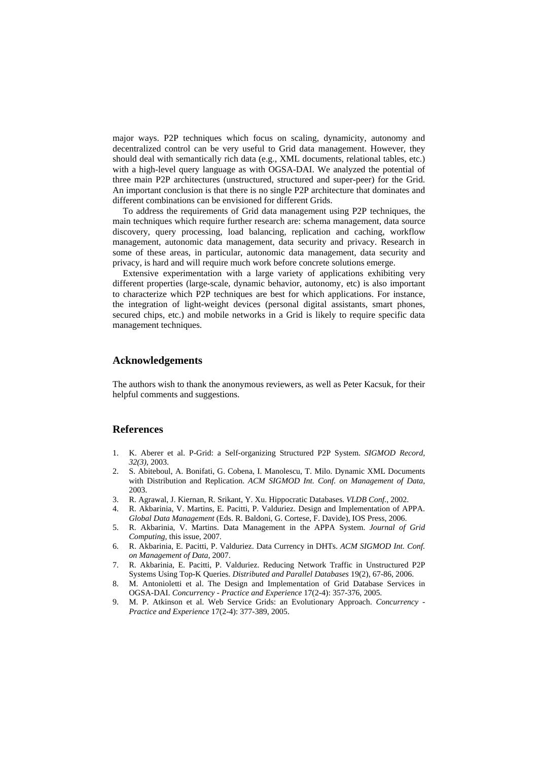major ways. P2P techniques which focus on scaling, dynamicity, autonomy and decentralized control can be very useful to Grid data management. However, they should deal with semantically rich data (e.g., XML documents, relational tables, etc.) with a high-level query language as with OGSA-DAI. We analyzed the potential of three main P2P architectures (unstructured, structured and super-peer) for the Grid. An important conclusion is that there is no single P2P architecture that dominates and different combinations can be envisioned for different Grids.

To address the requirements of Grid data management using P2P techniques, the main techniques which require further research are: schema management, data source discovery, query processing, load balancing, replication and caching, workflow management, autonomic data management, data security and privacy. Research in some of these areas, in particular, autonomic data management, data security and privacy, is hard and will require much work before concrete solutions emerge.

Extensive experimentation with a large variety of applications exhibiting very different properties (large-scale, dynamic behavior, autonomy, etc) is also important to characterize which P2P techniques are best for which applications. For instance, the integration of light-weight devices (personal digital assistants, smart phones, secured chips, etc.) and mobile networks in a Grid is likely to require specific data management techniques.

## Acknowledgements

The authors wish to thank the anonymous reviewers, as well as Peter Kacsuk, for their helpful comments and suggestions.

## References

1. K. Aberer et al. P-Grid: a Self-organizing Structured P2P System. *SIGMOD Record, 32(3)*, 2003.
2. S. Abiteboul, A. Bonifati, G. Cobena, I. Manolescu, T. Milo. Dynamic XML Documents with Distribution and Replication. *ACM SIGMOD Int. Conf. on Management of Data*, 2003.
3. R. Agrawal, J. Kiernan, R. Srikant, Y. Xu. Hippocratic Databases. *VLDB Conf.*, 2002.
4. R. Akbarinia, V. Martins, E. Pacitti, P. Valduriez. Design and Implementation of APPA. *Global Data Management* (Eds. R. Baldoni, G. Cortese, F. Davide), IOS Press, 2006.
5. R. Akbarinia, V. Martins. Data Management in the APPA System. *Journal of Grid Computing*, this issue, 2007.
6. R. Akbarinia, E. Pacitti, P. Valduriez. Data Currency in DHTs. *ACM SIGMOD Int. Conf. on Management of Data*, 2007.
7. R. Akbarinia, E. Pacitti, P. Valduriez. Reducing Network Traffic in Unstructured P2P Systems Using Top-K Queries. *Distributed and Parallel Databases* 19(2), 67-86, 2006.
8. M. Antonioletti et al. The Design and Implementation of Grid Database Services in OGSA-DAI. *Concurrency - Practice and Experience* 17(2-4): 357-376, 2005.
9. M. P. Atkinson et al. Web Service Grids: an Evolutionary Approach. *Concurrency - Practice and Experience* 17(2-4): 377-389, 2005.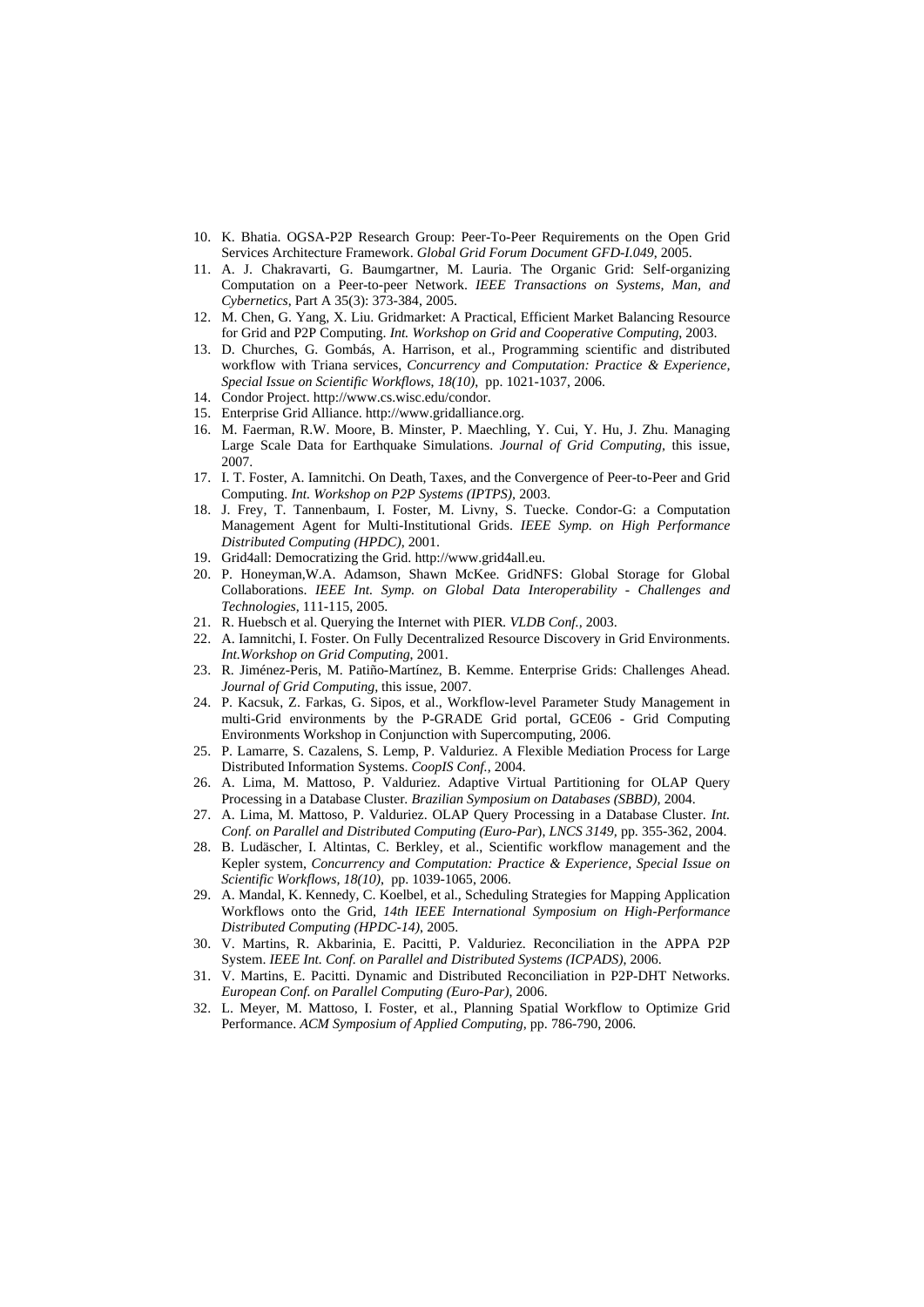10. K. Bhatia. OGSA-P2P Research Group: Peer-To-Peer Requirements on the Open Grid Services Architecture Framework. *Global Grid Forum Document GFD-I.049*, 2005.
11. A. J. Chakravarti, G. Baumgartner, M. Lauria. The Organic Grid: Self-organizing Computation on a Peer-to-peer Network. *IEEE Transactions on Systems, Man, and Cybernetics*, Part A 35(3): 373-384, 2005.
12. M. Chen, G. Yang, X. Liu. Gridmarket: A Practical, Efficient Market Balancing Resource for Grid and P2P Computing. *Int. Workshop on Grid and Cooperative Computing*, 2003.
13. D. Churches, G. Gombás, A. Harrison, et al., Programming scientific and distributed workflow with Triana services, *Concurrency and Computation: Practice & Experience, Special Issue on Scientific Workflows, 18(10)*, pp. 1021-1037, 2006.
14. Condor Project. http://www.cs.wisc.edu/condor.
15. Enterprise Grid Alliance. http://www.gridalliance.org.
16. M. Faerman, R.W. Moore, B. Minster, P. Maechling, Y. Cui, Y. Hu, J. Zhu. Managing Large Scale Data for Earthquake Simulations. *Journal of Grid Computing*, this issue, 2007.
17. I. T. Foster, A. Iamnitchi. On Death, Taxes, and the Convergence of Peer-to-Peer and Grid Computing. *Int. Workshop on P2P Systems (IPTPS)*, 2003.
18. J. Frey, T. Tannenbaum, I. Foster, M. Livny, S. Tuecke. Condor-G: a Computation Management Agent for Multi-Institutional Grids. *IEEE Symp. on High Performance Distributed Computing (HPDC)*, 2001.
19. Grid4all: Democratizing the Grid. http://www.grid4all.eu.
20. P. Honeyman,W.A. Adamson, Shawn McKee. GridNFS: Global Storage for Global Collaborations. *IEEE Int. Symp. on Global Data Interoperability - Challenges and Technologies*, 111-115, 2005.
21. R. Huebsch et al. Querying the Internet with PIER. *VLDB Conf.*, 2003.
22. A. Iamnitchi, I. Foster. On Fully Decentralized Resource Discovery in Grid Environments. *Int.Workshop on Grid Computing*, 2001.
23. R. Jiménez-Peris, M. Patiño-Martínez, B. Kemme. Enterprise Grids: Challenges Ahead. *Journal of Grid Computing*, this issue, 2007.
24. P. Kacsuk, Z. Farkas, G. Sipos, et al., Workflow-level Parameter Study Management in multi-Grid environments by the P-GRADE Grid portal, GCE06 - Grid Computing Environments Workshop in Conjunction with Supercomputing, 2006.
25. P. Lamarre, S. Cazalens, S. Lemp, P. Valduriez. A Flexible Mediation Process for Large Distributed Information Systems. *CoopIS Conf.*, 2004.
26. A. Lima, M. Mattoso, P. Valduriez. Adaptive Virtual Partitioning for OLAP Query Processing in a Database Cluster. *Brazilian Symposium on Databases (SBBD)*, 2004.
27. A. Lima, M. Mattoso, P. Valduriez. OLAP Query Processing in a Database Cluster. *Int. Conf. on Parallel and Distributed Computing (Euro-Par), LNCS 3149*, pp. 355-362, 2004.
28. B. Ludäscher, I. Altintas, C. Berkley, et al., Scientific workflow management and the Kepler system, *Concurrency and Computation: Practice & Experience, Special Issue on Scientific Workflows, 18(10)*, pp. 1039-1065, 2006.
29. A. Mandal, K. Kennedy, C. Koelbel, et al., Scheduling Strategies for Mapping Application Workflows onto the Grid, *14th IEEE International Symposium on High-Performance Distributed Computing (HPDC-14)*, 2005.
30. V. Martins, R. Akbarinia, E. Pacitti, P. Valduriez. Reconciliation in the APPA P2P System. *IEEE Int. Conf. on Parallel and Distributed Systems (ICPADS)*, 2006.
31. V. Martins, E. Pacitti. Dynamic and Distributed Reconciliation in P2P-DHT Networks. *European Conf. on Parallel Computing (Euro-Par)*, 2006.
32. L. Meyer, M. Mattoso, I. Foster, et al., Planning Spatial Workflow to Optimize Grid Performance. *ACM Symposium of Applied Computing*, pp. 786-790, 2006.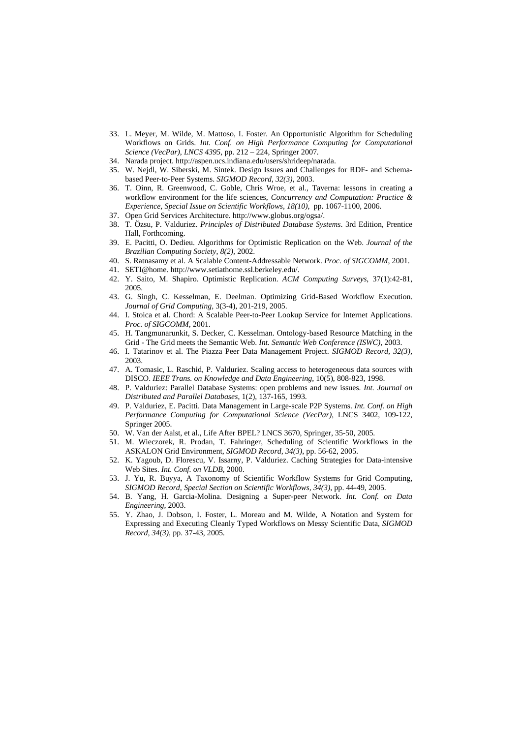33. L. Meyer, M. Wilde, M. Mattoso, I. Foster. An Opportunistic Algorithm for Scheduling Workflows on Grids. *Int. Conf. on High Performance Computing for Computational Science (VecPar), LNCS 4395*, pp. 212 – 224, Springer 2007.
34. Narada project. http://aspen.ucs.indiana.edu/users/shrideep/narada.
35. W. Nejdl, W. Siberski, M. Sintek. Design Issues and Challenges for RDF- and Schema-based Peer-to-Peer Systems. *SIGMOD Record, 32(3)*, 2003.
36. T. Oinn, R. Greenwood, C. Goble, Chris Wroe, et al., Taverna: lessons in creating a workflow environment for the life sciences, *Concurrency and Computation: Practice & Experience, Special Issue on Scientific Workflows, 18(10)*, pp. 1067-1100, 2006.
37. Open Grid Services Architecture. http://www.globus.org/ogsa/.
38. T. Özsu, P. Valduriez. *Principles of Distributed Database Systems*. 3rd Edition, Prentice Hall, Forthcoming.
39. E. Pacitti, O. Dedieu. Algorithms for Optimistic Replication on the Web. *Journal of the Brazilian Computing Society, 8(2)*, 2002.
40. S. Ratnasamy et al. A Scalable Content-Addressable Network. *Proc. of SIGCOMM*, 2001.
41. SETI@home. http://www.setiathome.ssl.berkeley.edu/.
42. Y. Saito, M. Shapiro. Optimistic Replication. *ACM Computing Surveys*, 37(1):42-81, 2005.
43. G. Singh, C. Kesselman, E. Deelman. Optimizing Grid-Based Workflow Execution. *Journal of Grid Computing*, 3(3-4), 201-219, 2005.
44. I. Stoica et al. Chord: A Scalable Peer-to-Peer Lookup Service for Internet Applications. *Proc. of SIGCOMM*, 2001.
45. H. Tangmunarunkit, S. Decker, C. Kesselman. Ontology-based Resource Matching in the Grid - The Grid meets the Semantic Web. *Int. Semantic Web Conference (ISWC)*, 2003.
46. I. Tatarinov et al. The Piazza Peer Data Management Project. *SIGMOD Record, 32(3)*, 2003.
47. A. Tomasic, L. Raschid, P. Valduriez. Scaling access to heterogeneous data sources with DISCO. *IEEE Trans. on Knowledge and Data Engineering*, 10(5), 808-823, 1998.
48. P. Valduriez: Parallel Database Systems: open problems and new issues. *Int. Journal on Distributed and Parallel Databases*, 1(2), 137-165, 1993.
49. P. Valduriez, E. Pacitti. Data Management in Large-scale P2P Systems. *Int. Conf. on High Performance Computing for Computational Science (VecPar)*, LNCS 3402, 109-122, Springer 2005.
50. W. Van der Aalst, et al., Life After BPEL? LNCS 3670, Springer, 35-50, 2005.
51. M. Wieczorek, R. Prodan, T. Fahringer, Scheduling of Scientific Workflows in the ASKALON Grid Environment, *SIGMOD Record, 34(3)*, pp. 56-62, 2005.
52. K. Yagoub, D. Florescu, V. Issarny, P. Valduriez. Caching Strategies for Data-intensive Web Sites. *Int. Conf. on VLDB*, 2000.
53. J. Yu, R. Buyya, A Taxonomy of Scientific Workflow Systems for Grid Computing, *SIGMOD Record, Special Section on Scientific Workflows, 34(3)*, pp. 44-49, 2005.
54. B. Yang, H. Garcia-Molina. Designing a Super-peer Network. *Int. Conf. on Data Engineering*, 2003.
55. Y. Zhao, J. Dobson, I. Foster, L. Moreau and M. Wilde, A Notation and System for Expressing and Executing Cleanly Typed Workflows on Messy Scientific Data, *SIGMOD Record, 34(3)*, pp. 37-43, 2005.